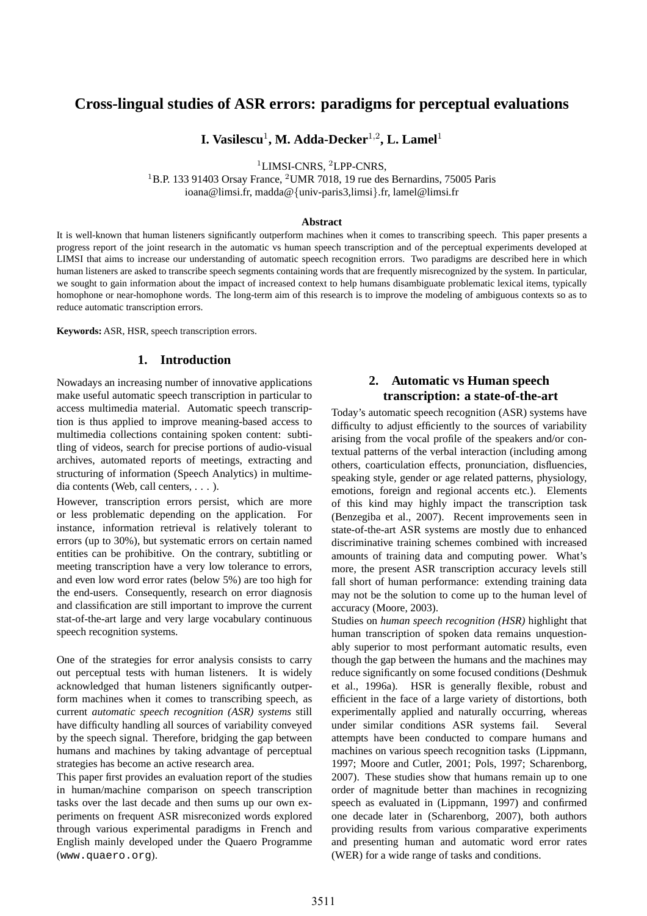# Cross-lingual studies of ASR errors: paradigms for perceptual evaluations

**I. Vasilescu[1], M. Adda-Decker[1,2], L. Lamel[1]**

[1]LIMSI-CNRS, [2]LPP-CNRS,
[1]B.P. 133 91403 Orsay France, [2]UMR 7018, 19 rue des Bernardins, 75005 Paris
ioana@limsi.fr, madda@{univ-paris3,limsi}.fr, lamel@limsi.fr

### Abstract

It is well-known that human listeners significantly outperform machines when it comes to transcribing speech. This paper presents a progress report of the joint research in the automatic vs human speech transcription and of the perceptual experiments developed at LIMSI that aims to increase our understanding of automatic speech recognition errors. Two paradigms are described here in which human listeners are asked to transcribe speech segments containing words that are frequently misrecognized by the system. In particular, we sought to gain information about the impact of increased context to help humans disambiguate problematic lexical items, typically homophone or near-homophone words. The long-term aim of this research is to improve the modeling of ambiguous contexts so as to reduce automatic transcription errors.

**Keywords:** ASR, HSR, speech transcription errors.

## 1. Introduction

Nowadays an increasing number of innovative applications make useful automatic speech transcription in particular to access multimedia material. Automatic speech transcription is thus applied to improve meaning-based access to multimedia collections containing spoken content: subtitling of videos, search for precise portions of audio-visual archives, automated reports of meetings, extracting and structuring of information (Speech Analytics) in multimedia contents (Web, call centers, . . . ).

However, transcription errors persist, which are more or less problematic depending on the application. For instance, information retrieval is relatively tolerant to errors (up to 30%), but systematic errors on certain named entities can be prohibitive. On the contrary, subtitling or meeting transcription have a very low tolerance to errors, and even low word error rates (below 5%) are too high for the end-users. Consequently, research on error diagnosis and classification are still important to improve the current stat-of-the-art large and very large vocabulary continuous speech recognition systems.

One of the strategies for error analysis consists to carry out perceptual tests with human listeners. It is widely acknowledged that human listeners significantly outperform machines when it comes to transcribing speech, as current *automatic speech recognition (ASR) systems* still have difficulty handling all sources of variability conveyed by the speech signal. Therefore, bridging the gap between humans and machines by taking advantage of perceptual strategies has become an active research area.

This paper first provides an evaluation report of the studies in human/machine comparison on speech transcription tasks over the last decade and then sums up our own experiments on frequent ASR misreconized words explored through various experimental paradigms in French and English mainly developed under the Quaero Programme (`www.quaero.org`).

## 2. Automatic vs Human speech transcription: a state-of-the-art

Today's automatic speech recognition (ASR) systems have difficulty to adjust efficiently to the sources of variability arising from the vocal profile of the speakers and/or contextual patterns of the verbal interaction (including among others, coarticulation effects, pronunciation, disfluencies, speaking style, gender or age related patterns, physiology, emotions, foreign and regional accents etc.). Elements of this kind may highly impact the transcription task (Benzegiba et al., 2007). Recent improvements seen in state-of-the-art ASR systems are mostly due to enhanced discriminative training schemes combined with increased amounts of training data and computing power. What's more, the present ASR transcription accuracy levels still fall short of human performance: extending training data may not be the solution to come up to the human level of accuracy (Moore, 2003).

Studies on *human speech recognition (HSR)* highlight that human transcription of spoken data remains unquestionably superior to most performant automatic results, even though the gap between the humans and the machines may reduce significantly on some focused conditions (Deshmuk et al., 1996a). HSR is generally flexible, robust and efficient in the face of a large variety of distortions, both experimentally applied and naturally occurring, whereas under similar conditions ASR systems fail. Several attempts have been conducted to compare humans and machines on various speech recognition tasks (Lippmann, 1997; Moore and Cutler, 2001; Pols, 1997; Scharenborg, 2007). These studies show that humans remain up to one order of magnitude better than machines in recognizing speech as evaluated in (Lippmann, 1997) and confirmed one decade later in (Scharenborg, 2007), both authors providing results from various comparative experiments and presenting human and automatic word error rates (WER) for a wide range of tasks and conditions.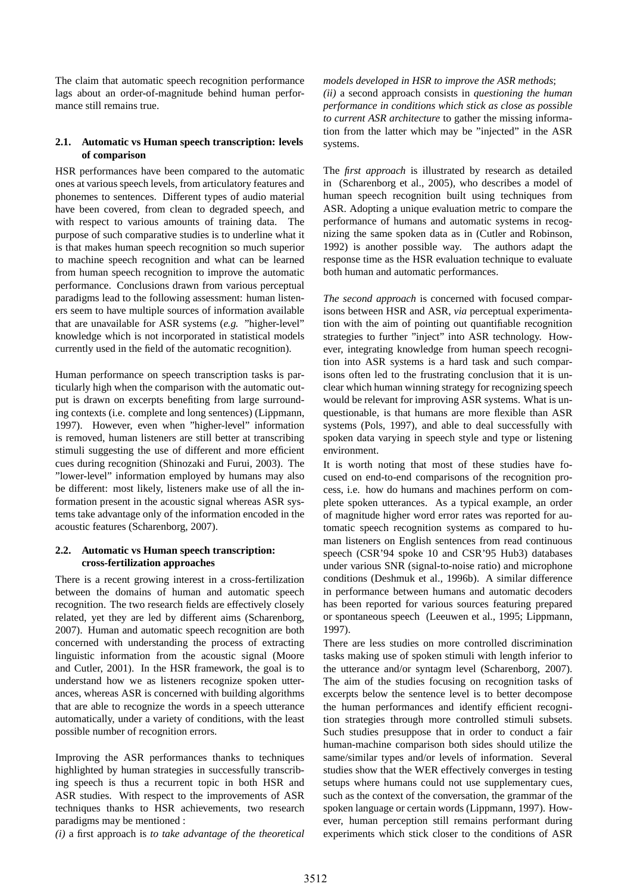The claim that automatic speech recognition performance lags about an order-of-magnitude behind human performance still remains true.

### 2.1. Automatic vs Human speech transcription: levels of comparison

HSR performances have been compared to the automatic ones at various speech levels, from articulatory features and phonemes to sentences. Different types of audio material have been covered, from clean to degraded speech, and with respect to various amounts of training data. The purpose of such comparative studies is to underline what it is that makes human speech recognition so much superior to machine speech recognition and what can be learned from human speech recognition to improve the automatic performance. Conclusions drawn from various perceptual paradigms lead to the following assessment: human listeners seem to have multiple sources of information available that are unavailable for ASR systems (*e.g.* "higher-level" knowledge which is not incorporated in statistical models currently used in the field of the automatic recognition).

Human performance on speech transcription tasks is particularly high when the comparison with the automatic output is drawn on excerpts benefiting from large surrounding contexts (i.e. complete and long sentences) (Lippmann, 1997). However, even when "higher-level" information is removed, human listeners are still better at transcribing stimuli suggesting the use of different and more efficient cues during recognition (Shinozaki and Furui, 2003). The "lower-level" information employed by humans may also be different: most likely, listeners make use of all the information present in the acoustic signal whereas ASR systems take advantage only of the information encoded in the acoustic features (Scharenborg, 2007).

### 2.2. Automatic vs Human speech transcription: cross-fertilization approaches

There is a recent growing interest in a cross-fertilization between the domains of human and automatic speech recognition. The two research fields are effectively closely related, yet they are led by different aims (Scharenborg, 2007). Human and automatic speech recognition are both concerned with understanding the process of extracting linguistic information from the acoustic signal (Moore and Cutler, 2001). In the HSR framework, the goal is to understand how we as listeners recognize spoken utterances, whereas ASR is concerned with building algorithms that are able to recognize the words in a speech utterance automatically, under a variety of conditions, with the least possible number of recognition errors.

Improving the ASR performances thanks to techniques highlighted by human strategies in successfully transcribing speech is thus a recurrent topic in both HSR and ASR studies. With respect to the improvements of ASR techniques thanks to HSR achievements, two research paradigms may be mentioned :

*(i)* a first approach is *to take advantage of the theoretical models developed in HSR to improve the ASR methods*;

*(ii)* a second approach consists in *questioning the human performance in conditions which stick as close as possible to current ASR architecture* to gather the missing information from the latter which may be "injected" in the ASR systems.

The *first approach* is illustrated by research as detailed in (Scharenborg et al., 2005), who describes a model of human speech recognition built using techniques from ASR. Adopting a unique evaluation metric to compare the performance of humans and automatic systems in recognizing the same spoken data as in (Cutler and Robinson, 1992) is another possible way. The authors adapt the response time as the HSR evaluation technique to evaluate both human and automatic performances.

*The second approach* is concerned with focused comparisons between HSR and ASR, *via* perceptual experimentation with the aim of pointing out quantifiable recognition strategies to further "inject" into ASR technology. However, integrating knowledge from human speech recognition into ASR systems is a hard task and such comparisons often led to the frustrating conclusion that it is unclear which human winning strategy for recognizing speech would be relevant for improving ASR systems. What is unquestionable, is that humans are more flexible than ASR systems (Pols, 1997), and able to deal successfully with spoken data varying in speech style and type or listening environment.

It is worth noting that most of these studies have focused on end-to-end comparisons of the recognition process, i.e. how do humans and machines perform on complete spoken utterances. As a typical example, an order of magnitude higher word error rates was reported for automatic speech recognition systems as compared to human listeners on English sentences from read continuous speech (CSR'94 spoke 10 and CSR'95 Hub3) databases under various SNR (signal-to-noise ratio) and microphone conditions (Deshmuk et al., 1996b). A similar difference in performance between humans and automatic decoders has been reported for various sources featuring prepared or spontaneous speech (Leeuwen et al., 1995; Lippmann, 1997).

There are less studies on more controlled discrimination tasks making use of spoken stimuli with length inferior to the utterance and/or syntagm level (Scharenborg, 2007). The aim of the studies focusing on recognition tasks of excerpts below the sentence level is to better decompose the human performances and identify efficient recognition strategies through more controlled stimuli subsets. Such studies presuppose that in order to conduct a fair human-machine comparison both sides should utilize the same/similar types and/or levels of information. Several studies show that the WER effectively converges in testing setups where humans could not use supplementary cues, such as the context of the conversation, the grammar of the spoken language or certain words (Lippmann, 1997). However, human perception still remains performant during experiments which stick closer to the conditions of ASR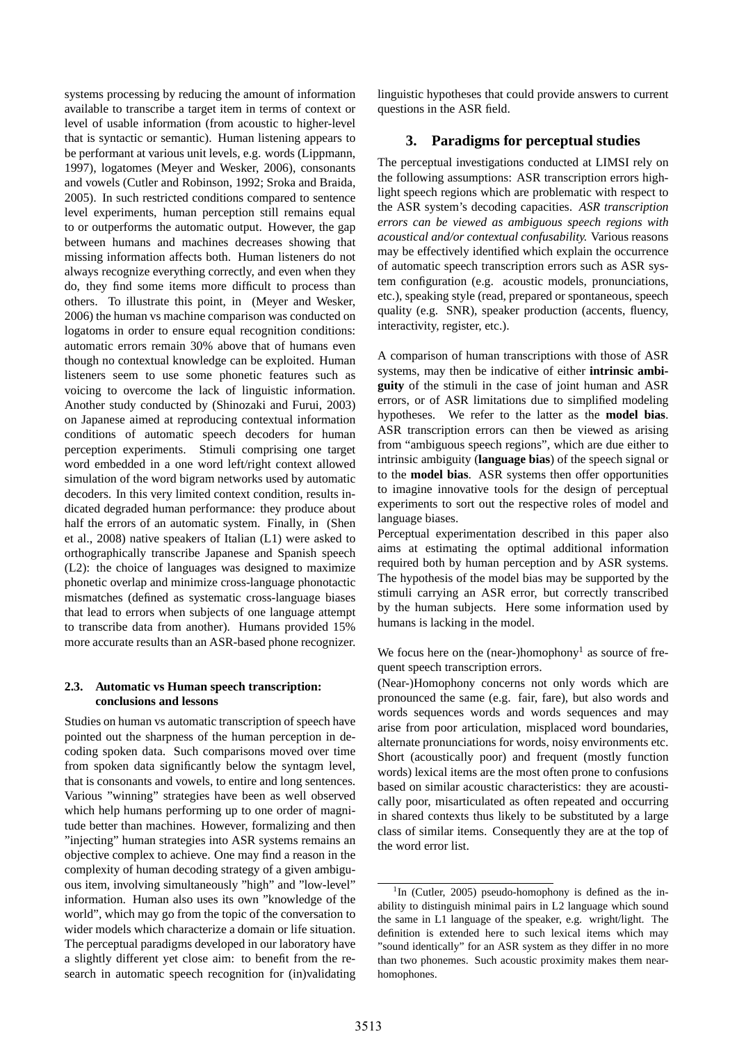systems processing by reducing the amount of information available to transcribe a target item in terms of context or level of usable information (from acoustic to higher-level that is syntactic or semantic). Human listening appears to be performant at various unit levels, e.g. words (Lippmann, 1997), logatomes (Meyer and Wesker, 2006), consonants and vowels (Cutler and Robinson, 1992; Sroka and Braida, 2005). In such restricted conditions compared to sentence level experiments, human perception still remains equal to or outperforms the automatic output. However, the gap between humans and machines decreases showing that missing information affects both. Human listeners do not always recognize everything correctly, and even when they do, they find some items more difficult to process than others. To illustrate this point, in (Meyer and Wesker, 2006) the human vs machine comparison was conducted on logatoms in order to ensure equal recognition conditions: automatic errors remain 30% above that of humans even though no contextual knowledge can be exploited. Human listeners seem to use some phonetic features such as voicing to overcome the lack of linguistic information. Another study conducted by (Shinozaki and Furui, 2003) on Japanese aimed at reproducing contextual information conditions of automatic speech decoders for human perception experiments. Stimuli comprising one target word embedded in a one word left/right context allowed simulation of the word bigram networks used by automatic decoders. In this very limited context condition, results indicated degraded human performance: they produce about half the errors of an automatic system. Finally, in (Shen et al., 2008) native speakers of Italian (L1) were asked to orthographically transcribe Japanese and Spanish speech (L2): the choice of languages was designed to maximize phonetic overlap and minimize cross-language phonotactic mismatches (defined as systematic cross-language biases that lead to errors when subjects of one language attempt to transcribe data from another). Humans provided 15% more accurate results than an ASR-based phone recognizer.

### 2.3. Automatic vs Human speech transcription: conclusions and lessons

Studies on human vs automatic transcription of speech have pointed out the sharpness of the human perception in decoding spoken data. Such comparisons moved over time from spoken data significantly below the syntagm level, that is consonants and vowels, to entire and long sentences. Various "winning" strategies have been as well observed which help humans performing up to one order of magnitude better than machines. However, formalizing and then "injecting" human strategies into ASR systems remains an objective complex to achieve. One may find a reason in the complexity of human decoding strategy of a given ambiguous item, involving simultaneously "high" and "low-level" information. Human also uses its own "knowledge of the world", which may go from the topic of the conversation to wider models which characterize a domain or life situation. The perceptual paradigms developed in our laboratory have a slightly different yet close aim: to benefit from the research in automatic speech recognition for (in)validating linguistic hypotheses that could provide answers to current questions in the ASR field.

## 3. Paradigms for perceptual studies

The perceptual investigations conducted at LIMSI rely on the following assumptions: ASR transcription errors highlight speech regions which are problematic with respect to the ASR system's decoding capacities. *ASR transcription errors can be viewed as ambiguous speech regions with acoustical and/or contextual confusability.* Various reasons may be effectively identified which explain the occurrence of automatic speech transcription errors such as ASR system configuration (e.g. acoustic models, pronunciations, etc.), speaking style (read, prepared or spontaneous, speech quality (e.g. SNR), speaker production (accents, fluency, interactivity, register, etc.).

A comparison of human transcriptions with those of ASR systems, may then be indicative of either **intrinsic ambiguity** of the stimuli in the case of joint human and ASR errors, or of ASR limitations due to simplified modeling hypotheses. We refer to the latter as the **model bias**. ASR transcription errors can then be viewed as arising from "ambiguous speech regions", which are due either to intrinsic ambiguity (**language bias**) of the speech signal or to the **model bias**. ASR systems then offer opportunities to imagine innovative tools for the design of perceptual experiments to sort out the respective roles of model and language biases.

Perceptual experimentation described in this paper also aims at estimating the optimal additional information required both by human perception and by ASR systems. The hypothesis of the model bias may be supported by the stimuli carrying an ASR error, but correctly transcribed by the human subjects. Here some information used by humans is lacking in the model.

We focus here on the (near-)homophony[1] as source of frequent speech transcription errors.

(Near-)Homophony concerns not only words which are pronounced the same (e.g. fair, fare), but also words and words sequences words and words sequences and may arise from poor articulation, misplaced word boundaries, alternate pronunciations for words, noisy environments etc. Short (acoustically poor) and frequent (mostly function words) lexical items are the most often prone to confusions based on similar acoustic characteristics: they are acoustically poor, misarticulated as often repeated and occurring in shared contexts thus likely to be substituted by a large class of similar items. Consequently they are at the top of the word error list.

[1] In (Cutler, 2005) pseudo-homophony is defined as the inability to distinguish minimal pairs in L2 language which sound the same in L1 language of the speaker, e.g. wright/light. The definition is extended here to such lexical items which may "sound identically" for an ASR system as they differ in no more than two phonemes. Such acoustic proximity makes them near-homophones.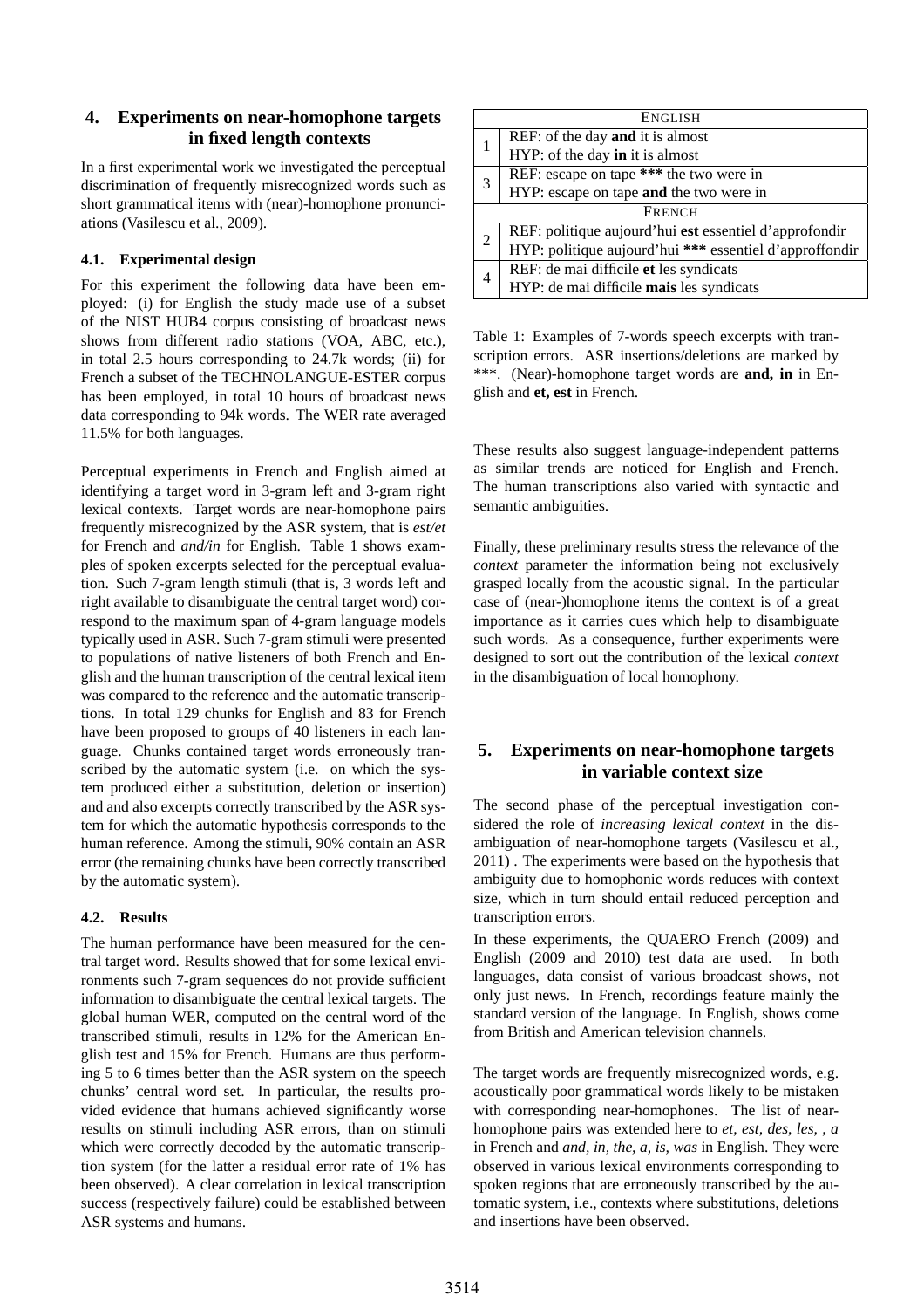## 4. Experiments on near-homophone targets in fixed length contexts

In a first experimental work we investigated the perceptual discrimination of frequently misrecognized words such as short grammatical items with (near)-homophone pronunciations (Vasilescu et al., 2009).

### 4.1. Experimental design

For this experiment the following data have been employed: (i) for English the study made use of a subset of the NIST HUB4 corpus consisting of broadcast news shows from different radio stations (VOA, ABC, etc.), in total 2.5 hours corresponding to 24.7k words; (ii) for French a subset of the TECHNOLANGUE-ESTER corpus has been employed, in total 10 hours of broadcast news data corresponding to 94k words. The WER rate averaged 11.5% for both languages.

Perceptual experiments in French and English aimed at identifying a target word in 3-gram left and 3-gram right lexical contexts. Target words are near-homophone pairs frequently misrecognized by the ASR system, that is *est/et* for French and *and/in* for English. Table 1 shows examples of spoken excerpts selected for the perceptual evaluation. Such 7-gram length stimuli (that is, 3 words left and right available to disambiguate the central target word) correspond to the maximum span of 4-gram language models typically used in ASR. Such 7-gram stimuli were presented to populations of native listeners of both French and English and the human transcription of the central lexical item was compared to the reference and the automatic transcriptions. In total 129 chunks for English and 83 for French have been proposed to groups of 40 listeners in each language. Chunks contained target words erroneously transcribed by the automatic system (i.e. on which the system produced either a substitution, deletion or insertion) and and also excerpts correctly transcribed by the ASR system for which the automatic hypothesis corresponds to the human reference. Among the stimuli, 90% contain an ASR error (the remaining chunks have been correctly transcribed by the automatic system).

| ENGLISH | |
|---|---|
| 1 | REF: of the day **and** it is almost<br>HYP: of the day **in** it is almost |
| 3 | REF: escape on tape **\*\*\*** the two were in<br>HYP: escape on tape **and** the two were in |
| FRENCH | |
| 2 | REF: politique aujourd'hui **est** essentiel d'approfondir<br>HYP: politique aujourd'hui **\*\*\*** essentiel d'approffondir |
| 4 | REF: de mai difficile **et** les syndicats<br>HYP: de mai difficile **mais** les syndicats |

Table 1: Examples of 7-words speech excerpts with transcription errors. ASR insertions/deletions are marked by ***. (Near)-homophone target words are **and, in** in English and **et, est** in French.

### 4.2. Results

The human performance have been measured for the central target word. Results showed that for some lexical environments such 7-gram sequences do not provide sufficient information to disambiguate the central lexical targets. The global human WER, computed on the central word of the transcribed stimuli, results in 12% for the American English test and 15% for French. Humans are thus performing 5 to 6 times better than the ASR system on the speech chunks' central word set. In particular, the results provided evidence that humans achieved significantly worse results on stimuli including ASR errors, than on stimuli which were correctly decoded by the automatic transcription system (for the latter a residual error rate of 1% has been observed). A clear correlation in lexical transcription success (respectively failure) could be established between ASR systems and humans.

These results also suggest language-independent patterns as similar trends are noticed for English and French. The human transcriptions also varied with syntactic and semantic ambiguities.

Finally, these preliminary results stress the relevance of the *context* parameter the information being not exclusively grasped locally from the acoustic signal. In the particular case of (near-)homophone items the context is of a great importance as it carries cues which help to disambiguate such words. As a consequence, further experiments were designed to sort out the contribution of the lexical *context* in the disambiguation of local homophony.

## 5. Experiments on near-homophone targets in variable context size

The second phase of the perceptual investigation considered the role of *increasing lexical context* in the disambiguation of near-homophone targets (Vasilescu et al., 2011) . The experiments were based on the hypothesis that ambiguity due to homophonic words reduces with context size, which in turn should entail reduced perception and transcription errors.

In these experiments, the QUAERO French (2009) and English (2009 and 2010) test data are used. In both languages, data consist of various broadcast shows, not only just news. In French, recordings feature mainly the standard version of the language. In English, shows come from British and American television channels.

The target words are frequently misrecognized words, e.g. acoustically poor grammatical words likely to be mistaken with corresponding near-homophones. The list of near-homophone pairs was extended here to *et, est, des, les, , a* in French and *and, in, the, a, is, was* in English. They were observed in various lexical environments corresponding to spoken regions that are erroneously transcribed by the automatic system, i.e., contexts where substitutions, deletions and insertions have been observed.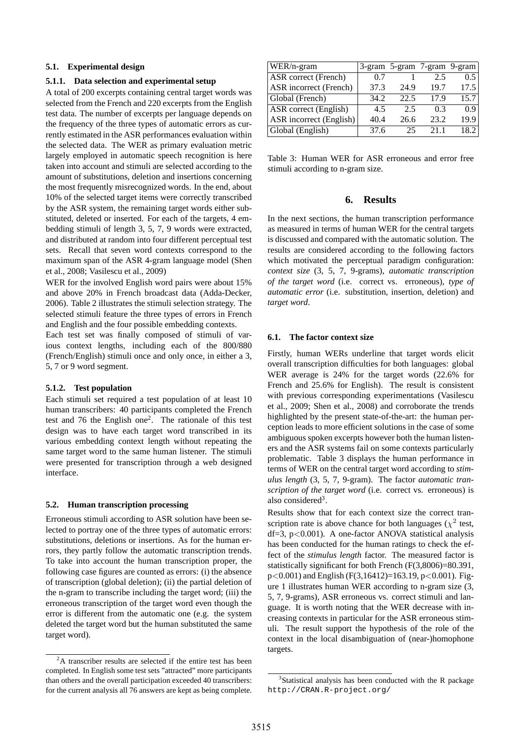### 5.1. Experimental design

#### 5.1.1. Data selection and experimental setup

A total of 200 excerpts containing central target words was selected from the French and 220 excerpts from the English test data. The number of excerpts per language depends on the frequency of the three types of automatic errors as currently estimated in the ASR performances evaluation within the selected data. The WER as primary evaluation metric largely employed in automatic speech recognition is here taken into account and stimuli are selected according to the amount of substitutions, deletion and insertions concerning the most frequently misrecognized words. In the end, about 10% of the selected target items were correctly transcribed by the ASR system, the remaining target words either substituted, deleted or inserted. For each of the targets, 4 embedding stimuli of length 3, 5, 7, 9 words were extracted, and distributed at random into four different perceptual test sets. Recall that seven word contexts correspond to the maximum span of the ASR 4-gram language model (Shen et al., 2008; Vasilescu et al., 2009)

WER for the involved English word pairs were about 15% and above 20% in French broadcast data (Adda-Decker, 2006). Table 2 illustrates the stimuli selection strategy. The selected stimuli feature the three types of errors in French and English and the four possible embedding contexts.

Each test set was finally composed of stimuli of various context lengths, including each of the 800/880 (French/English) stimuli once and only once, in either a 3, 5, 7 or 9 word segment.

#### 5.1.2. Test population

Each stimuli set required a test population of at least 10 human transcribers: 40 participants completed the French test and 76 the English one[2]. The rationale of this test design was to have each target word transcribed in its various embedding context length without repeating the same target word to the same human listener. The stimuli were presented for transcription through a web designed interface.

### 5.2. Human transcription processing

Erroneous stimuli according to ASR solution have been selected to portray one of the three types of automatic errors: substitutions, deletions or insertions. As for the human errors, they partly follow the automatic transcription trends. To take into account the human transcription proper, the following case figures are counted as errors: (i) the absence of transcription (global deletion); (ii) the partial deletion of the n-gram to transcribe including the target word; (iii) the erroneous transcription of the target word even though the error is different from the automatic one (e.g. the system deleted the target word but the human substituted the same target word).

[2] A transcriber results are selected if the entire test has been completed. In English some test sets "attracted" more participants than others and the overall participation exceeded 40 transcribers: for the current analysis all 76 answers are kept as being complete.

| WER/n-gram | 3-gram | 5-gram | 7-gram | 9-gram |
|---|---|---|---|---|
| ASR correct (French) | 0.7 | 1 | 2.5 | 0.5 |
| ASR incorrect (French) | 37.3 | 24.9 | 19.7 | 17.5 |
| Global (French) | 34.2 | 22.5 | 17.9 | 15.7 |
| ASR correct (English) | 4.5 | 2.5 | 0.3 | 0.9 |
| ASR incorrect (English) | 40.4 | 26.6 | 23.2 | 19.9 |
| Global (English) | 37.6 | 25 | 21.1 | 18.2 |

Table 3: Human WER for ASR erroneous and error free stimuli according to n-gram size.

## 6. Results

In the next sections, the human transcription performance as measured in terms of human WER for the central targets is discussed and compared with the automatic solution. The results are considered according to the following factors which motivated the perceptual paradigm configuration: *context size* (3, 5, 7, 9-grams), *automatic transcription of the target word* (i.e. correct vs. erroneous), *type of automatic error* (i.e. substitution, insertion, deletion) and *target word*.

### 6.1. The factor context size

Firstly, human WERs underline that target words elicit overall transcription difficulties for both languages: global WER average is 24% for the target words (22.6% for French and 25.6% for English). The result is consistent with previous corresponding experimentations (Vasilescu et al., 2009; Shen et al., 2008) and corroborate the trends highlighted by the present state-of-the-art: the human perception leads to more efficient solutions in the case of some ambiguous spoken excerpts however both the human listeners and the ASR systems fail on some contexts particularly problematic. Table 3 displays the human performance in terms of WER on the central target word according to *stimulus length* (3, 5, 7, 9-gram). The factor *automatic transcription of the target word* (i.e. correct vs. erroneous) is also considered[3].

Results show that for each context size the correct transcription rate is above chance for both languages ($\chi^2$ test, df=3, $p<0.001$). A one-factor ANOVA statistical analysis has been conducted for the human ratings to check the effect of the *stimulus length* factor. The measured factor is statistically significant for both French ($F(3,8006)=80.391$, $p<0.001$) and English ($F(3,16412)=163.19$, $p<0.001$). Figure 1 illustrates human WER according to n-gram size (3, 5, 7, 9-grams), ASR erroneous vs. correct stimuli and language. It is worth noting that the WER decrease with increasing contexts in particular for the ASR erroneous stimuli. The result support the hypothesis of the role of the context in the local disambiguation of (near-)homophone targets.

[3] Statistical analysis has been conducted with the R package `http://CRAN.R-project.org/`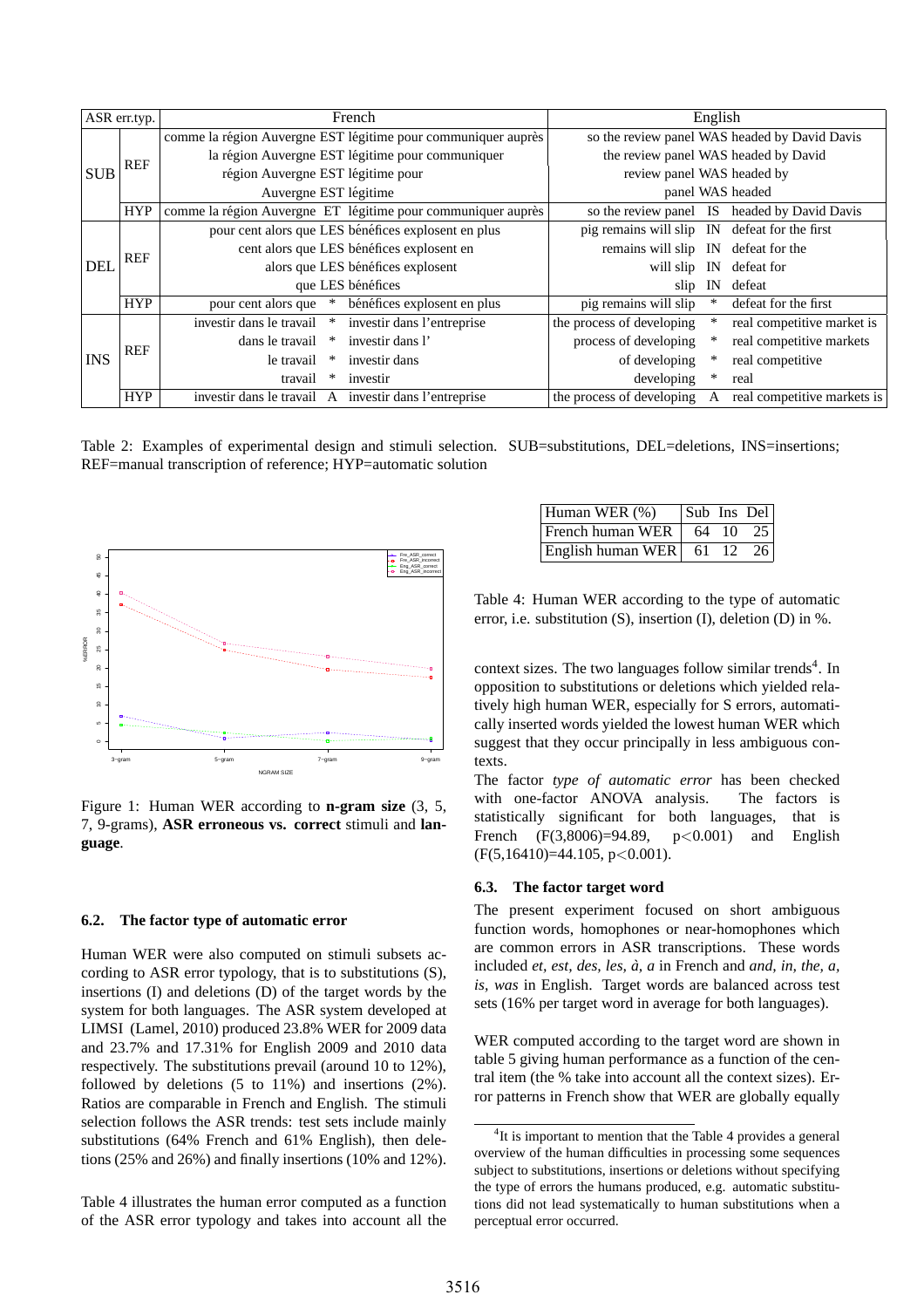| ASR err.typ. | | French | English |
|---|---|---|---|
| SUB | REF | comme la région Auvergne EST légitime pour communiquer auprès | so the review panel WAS headed by David Davis |
| | | la région Auvergne EST légitime pour communiquer | the review panel WAS headed by David |
| | | région Auvergne EST légitime pour | review panel WAS headed by |
| | | Auvergne EST légitime | panel WAS headed |
| | HYP | comme la région Auvergne ET légitime pour communiquer auprès | so the review panel IS headed by David Davis |
| DEL | REF | pour cent alors que LES bénéfices explosent en plus | pig remains will slip IN defeat for the first |
| | | cent alors que LES bénéfices explosent en | remains will slip IN defeat for the |
| | | alors que LES bénéfices explosent | will slip IN defeat for |
| | | que LES bénéfices | slip IN defeat |
| | HYP | pour cent alors que * bénéfices explosent en plus | pig remains will slip * defeat for the first |
| INS | REF | investir dans le travail * investir dans l'entreprise | the process of developing * real competitive market is |
| | | dans le travail * investir dans l' | process of developing * real competitive markets |
| | | le travail * investir dans | of developing * real competitive |
| | | travail * investir | developing * real |
| | HYP | investir dans le travail A investir dans l'entreprise | the process of developing A real competitive markets is |

Table 2: Examples of experimental design and stimuli selection. SUB=substitutions, DEL=deletions, INS=insertions; REF=manual transcription of reference; HYP=automatic solution

Figure 1: Human WER according to **n-gram size** (3, 5, 7, 9-grams), **ASR erroneous vs. correct** stimuli and **language**.

### 6.2. The factor type of automatic error

Human WER were also computed on stimuli subsets according to ASR error typology, that is to substitutions (S), insertions (I) and deletions (D) of the target words by the system for both languages. The ASR system developed at LIMSI (Lamel, 2010) produced 23.8% WER for 2009 data and 23.7% and 17.31% for English 2009 and 2010 data respectively. The substitutions prevail (around 10 to 12%), followed by deletions (5 to 11%) and insertions (2%). Ratios are comparable in French and English. The stimuli selection follows the ASR trends: test sets include mainly substitutions (64% French and 61% English), then deletions (25% and 26%) and finally insertions (10% and 12%).

Table 4 illustrates the human error computed as a function of the ASR error typology and takes into account all the context sizes. The two languages follow similar trends[4]. In opposition to substitutions or deletions which yielded relatively high human WER, especially for S errors, automatically inserted words yielded the lowest human WER which suggest that they occur principally in less ambiguous contexts.

| Human WER (%) | Sub | Ins | Del |
|---|---|---|---|
| French human WER | 64 | 10 | 25 |
| English human WER | 61 | 12 | 26 |

Table 4: Human WER according to the type of automatic error, i.e. substitution (S), insertion (I), deletion (D) in %.

The factor *type of automatic error* has been checked with one-factor ANOVA analysis. The factors is statistically significant for both languages, that is French ($F(3,8006)=94.89$, $p<0.001$) and English ($F(5,16410)=44.105$, $p<0.001$).

### 6.3. The factor target word

The present experiment focused on short ambiguous function words, homophones or near-homophones which are common errors in ASR transcriptions. These words included *et, est, des, les, à, a* in French and *and, in, the, a, is, was* in English. Target words are balanced across test sets (16% per target word in average for both languages).

WER computed according to the target word are shown in table 5 giving human performance as a function of the central item (the % take into account all the context sizes). Error patterns in French show that WER are globally equally

[4] It is important to mention that the Table 4 provides a general overview of the human difficulties in processing some sequences subject to substitutions, insertions or deletions without specifying the type of errors the humans produced, e.g. automatic substitutions did not lead systematically to human substitutions when a perceptual error occurred.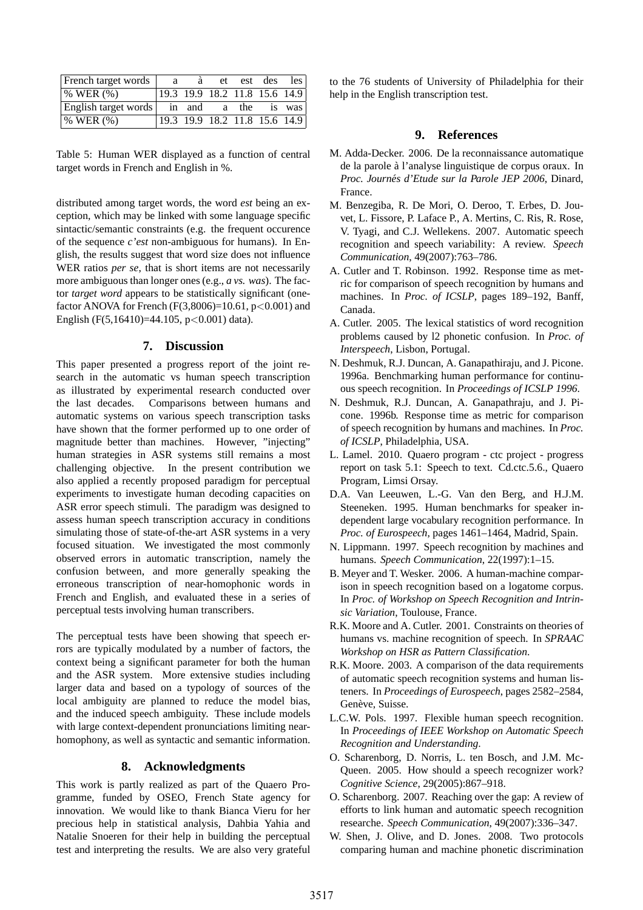| French target words | a | à | et | est | des | les |
|---|---|---|---|---|---|---|
| % WER (%) | 19.3 | 19.9 | 18.2 | 11.8 | 15.6 | 14.9 |
| English target words | in | and | a | the | is | was |
| % WER (%) | 19.3 | 19.9 | 18.2 | 11.8 | 15.6 | 14.9 |

Table 5: Human WER displayed as a function of central target words in French and English in %.

distributed among target words, the word *est* being an exception, which may be linked with some language specific sintactic/semantic constraints (e.g. the frequent occurence of the sequence *c'est* non-ambiguous for humans). In English, the results suggest that word size does not influence WER ratios *per se*, that is short items are not necessarily more ambiguous than longer ones (e.g., *a vs. was*). The factor *target word* appears to be statistically significant (one-factor ANOVA for French ($F(3,8006)=10.61$, $p<0.001$) and English ($F(5,16410)=44.105$, $p<0.001$) data).

## 7. Discussion

This paper presented a progress report of the joint research in the automatic vs human speech transcription as illustrated by experimental research conducted over the last decades. Comparisons between humans and automatic systems on various speech transcription tasks have shown that the former performed up to one order of magnitude better than machines. However, "injecting" human strategies in ASR systems still remains a most challenging objective. In the present contribution we also applied a recently proposed paradigm for perceptual experiments to investigate human decoding capacities on ASR error speech stimuli. The paradigm was designed to assess human speech transcription accuracy in conditions simulating those of state-of-the-art ASR systems in a very focused situation. We investigated the most commonly observed errors in automatic transcription, namely the confusion between, and more generally speaking the erroneous transcription of near-homophonic words in French and English, and evaluated these in a series of perceptual tests involving human transcribers.

The perceptual tests have been showing that speech errors are typically modulated by a number of factors, the context being a significant parameter for both the human and the ASR system. More extensive studies including larger data and based on a typology of sources of the local ambiguity are planned to reduce the model bias, and the induced speech ambiguity. These include models with large context-dependent pronunciations limiting near-homophony, as well as syntactic and semantic information.

## 8. Acknowledgments

This work is partly realized as part of the Quaero Programme, funded by OSEO, French State agency for innovation. We would like to thank Bianca Vieru for her precious help in statistical analysis, Dahbia Yahia and Natalie Snoeren for their help in building the perceptual test and interpreting the results. We are also very grateful to the 76 students of University of Philadelphia for their help in the English transcription test.

## 9. References

M. Adda-Decker. 2006. De la reconnaissance automatique de la parole à l'analyse linguistique de corpus oraux. In *Proc. Journés d'Etude sur la Parole JEP 2006*, Dinard, France.

M. Benzegiba, R. De Mori, O. Deroo, T. Erbes, D. Jouvet, L. Fissore, P. Laface P., A. Mertins, C. Ris, R. Rose, V. Tyagi, and C.J. Wellekens. 2007. Automatic speech recognition and speech variability: A review. *Speech Communication*, 49(2007):763–786.

A. Cutler and T. Robinson. 1992. Response time as metric for comparison of speech recognition by humans and machines. In *Proc. of ICSLP*, pages 189–192, Banff, Canada.

A. Cutler. 2005. The lexical statistics of word recognition problems caused by l2 phonetic confusion. In *Proc. of Interspeech*, Lisbon, Portugal.

N. Deshmuk, R.J. Duncan, A. Ganapathiraju, and J. Picone. 1996a. Benchmarking human performance for continuous speech recognition. In *Proceedings of ICSLP 1996*.

N. Deshmuk, R.J. Duncan, A. Ganapathraju, and J. Picone. 1996b. Response time as metric for comparison of speech recognition by humans and machines. In *Proc. of ICSLP*, Philadelphia, USA.

L. Lamel. 2010. Quaero program - ctc project - progress report on task 5.1: Speech to text. Cd.ctc.5.6., Quaero Program, Limsi Orsay.

D.A. Van Leeuwen, L.-G. Van den Berg, and H.J.M. Steeneken. 1995. Human benchmarks for speaker independent large vocabulary recognition performance. In *Proc. of Eurospeech*, pages 1461–1464, Madrid, Spain.

N. Lippmann. 1997. Speech recognition by machines and humans. *Speech Communication*, 22(1997):1–15.

B. Meyer and T. Wesker. 2006. A human-machine comparison in speech recognition based on a logatome corpus. In *Proc. of Workshop on Speech Recognition and Intrinsic Variation*, Toulouse, France.

R.K. Moore and A. Cutler. 2001. Constraints on theories of humans vs. machine recognition of speech. In *SPRAAC Workshop on HSR as Pattern Classification*.

R.K. Moore. 2003. A comparison of the data requirements of automatic speech recognition systems and human listeners. In *Proceedings of Eurospeech*, pages 2582–2584, Genève, Suisse.

L.C.W. Pols. 1997. Flexible human speech recognition. In *Proceedings of IEEE Workshop on Automatic Speech Recognition and Understanding*.

O. Scharenborg, D. Norris, L. ten Bosch, and J.M. McQueen. 2005. How should a speech recognizer work? *Cognitive Science*, 29(2005):867–918.

O. Scharenborg. 2007. Reaching over the gap: A review of efforts to link human and automatic speech recognition researche. *Speech Communication*, 49(2007):336–347.

W. Shen, J. Olive, and D. Jones. 2008. Two protocols comparing human and machine phonetic discrimination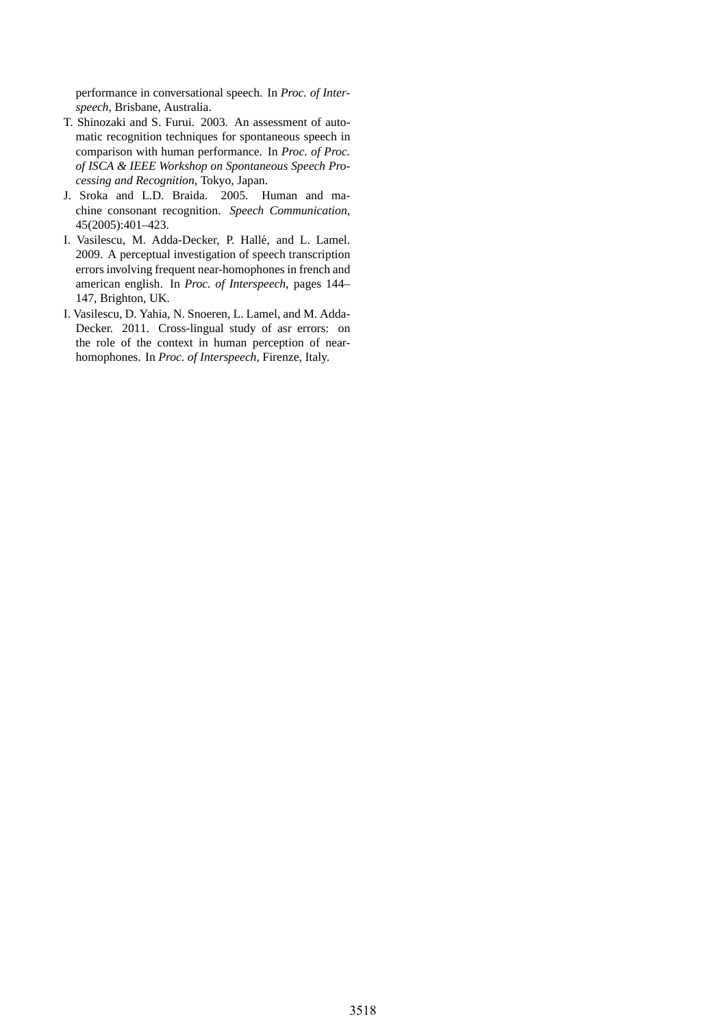performance in conversational speech. In *Proc. of Interspeech*, Brisbane, Australia.

T. Shinozaki and S. Furui. 2003. An assessment of automatic recognition techniques for spontaneous speech in comparison with human performance. In *Proc. of Proc. of ISCA & IEEE Workshop on Spontaneous Speech Processing and Recognition*, Tokyo, Japan.

J. Sroka and L.D. Braida. 2005. Human and machine consonant recognition. *Speech Communication*, 45(2005):401–423.

I. Vasilescu, M. Adda-Decker, P. Hallé, and L. Lamel. 2009. A perceptual investigation of speech transcription errors involving frequent near-homophones in french and american english. In *Proc. of Interspeech*, pages 144–147, Brighton, UK.

I. Vasilescu, D. Yahia, N. Snoeren, L. Lamel, and M. Adda-Decker. 2011. Cross-lingual study of asr errors: on the role of the context in human perception of near-homophones. In *Proc. of Interspeech*, Firenze, Italy.